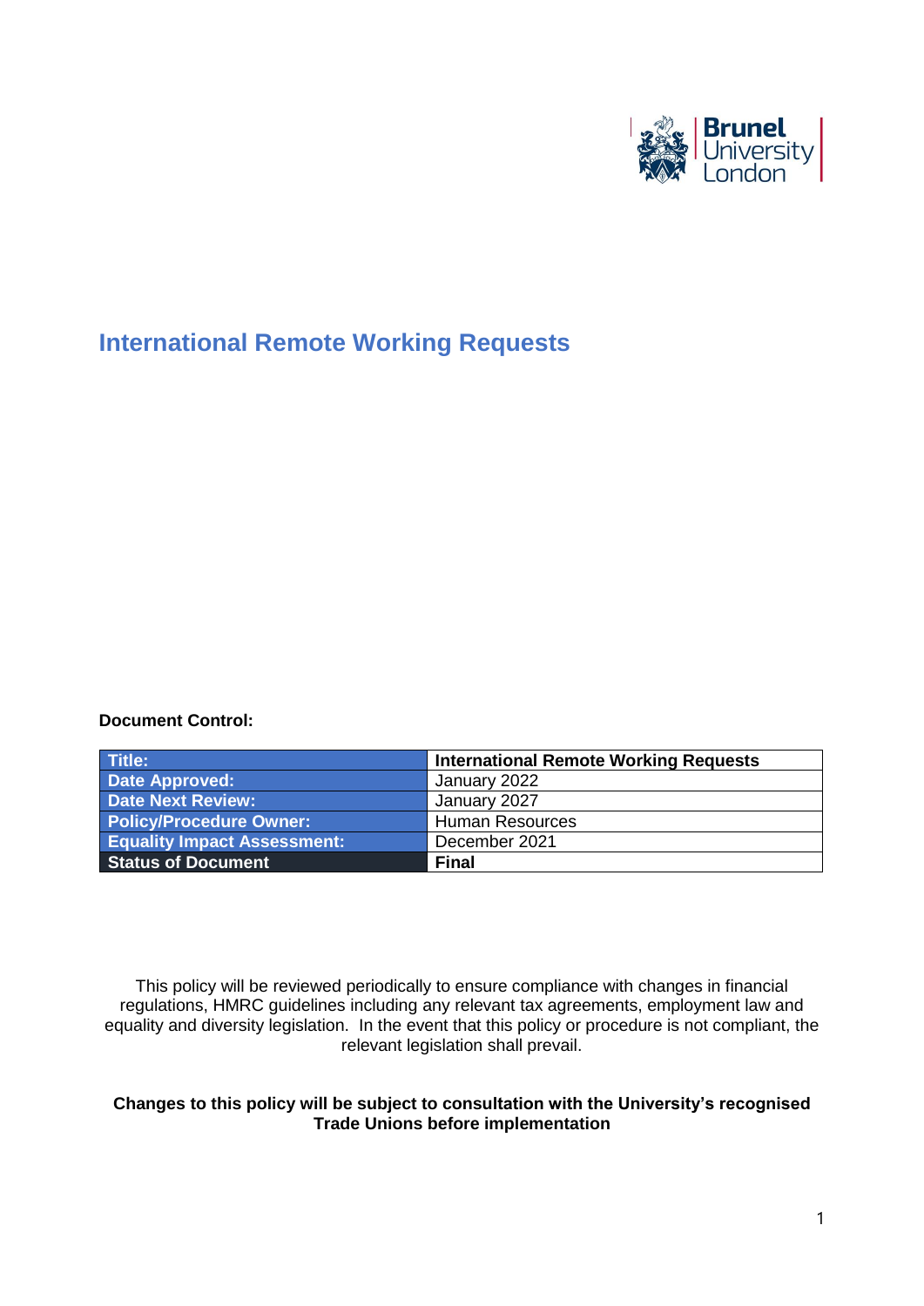# International Remote Working Requests

**Document Control:**

| **Title:** | **International Remote Working Requests** |
|---|---|
| **Date Approved:** | January 2022 |
| **Date Next Review:** | January 2027 |
| **Policy/Procedure Owner:** | Human Resources |
| **Equality Impact Assessment:** | December 2021 |
| **Status of Document** | **Final** |

This policy will be reviewed periodically to ensure compliance with changes in financial regulations, HMRC guidelines including any relevant tax agreements, employment law and equality and diversity legislation. In the event that this policy or procedure is not compliant, the relevant legislation shall prevail.

**Changes to this policy will be subject to consultation with the University's recognised Trade Unions before implementation**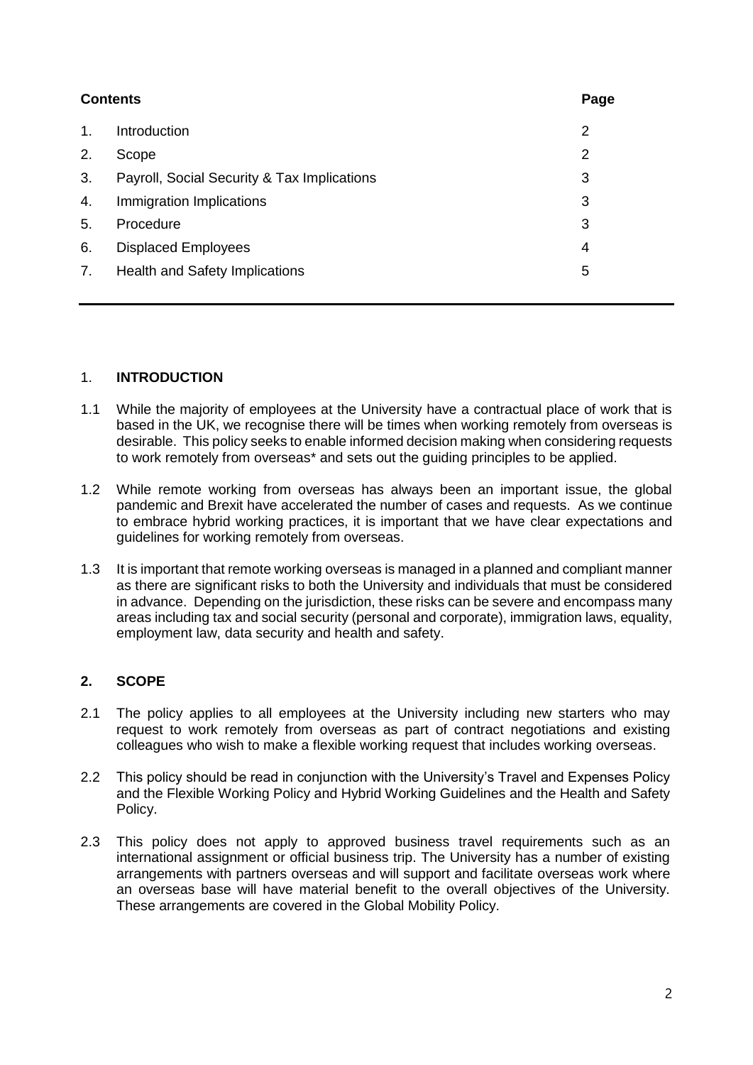| Contents | | Page |
|---|---|---|
| 1. | Introduction | 2 |
| 2. | Scope | 2 |
| 3. | Payroll, Social Security & Tax Implications | 3 |
| 4. | Immigration Implications | 3 |
| 5. | Procedure | 3 |
| 6. | Displaced Employees | 4 |
| 7. | Health and Safety Implications | 5 |

## 1. INTRODUCTION

1.1 While the majority of employees at the University have a contractual place of work that is based in the UK, we recognise there will be times when working remotely from overseas is desirable. This policy seeks to enable informed decision making when considering requests to work remotely from overseas* and sets out the guiding principles to be applied.

1.2 While remote working from overseas has always been an important issue, the global pandemic and Brexit have accelerated the number of cases and requests. As we continue to embrace hybrid working practices, it is important that we have clear expectations and guidelines for working remotely from overseas.

1.3 It is important that remote working overseas is managed in a planned and compliant manner as there are significant risks to both the University and individuals that must be considered in advance. Depending on the jurisdiction, these risks can be severe and encompass many areas including tax and social security (personal and corporate), immigration laws, equality, employment law, data security and health and safety.

## 2. SCOPE

2.1 The policy applies to all employees at the University including new starters who may request to work remotely from overseas as part of contract negotiations and existing colleagues who wish to make a flexible working request that includes working overseas.

2.2 This policy should be read in conjunction with the University's Travel and Expenses Policy and the Flexible Working Policy and Hybrid Working Guidelines and the Health and Safety Policy.

2.3 This policy does not apply to approved business travel requirements such as an international assignment or official business trip. The University has a number of existing arrangements with partners overseas and will support and facilitate overseas work where an overseas base will have material benefit to the overall objectives of the University. These arrangements are covered in the Global Mobility Policy.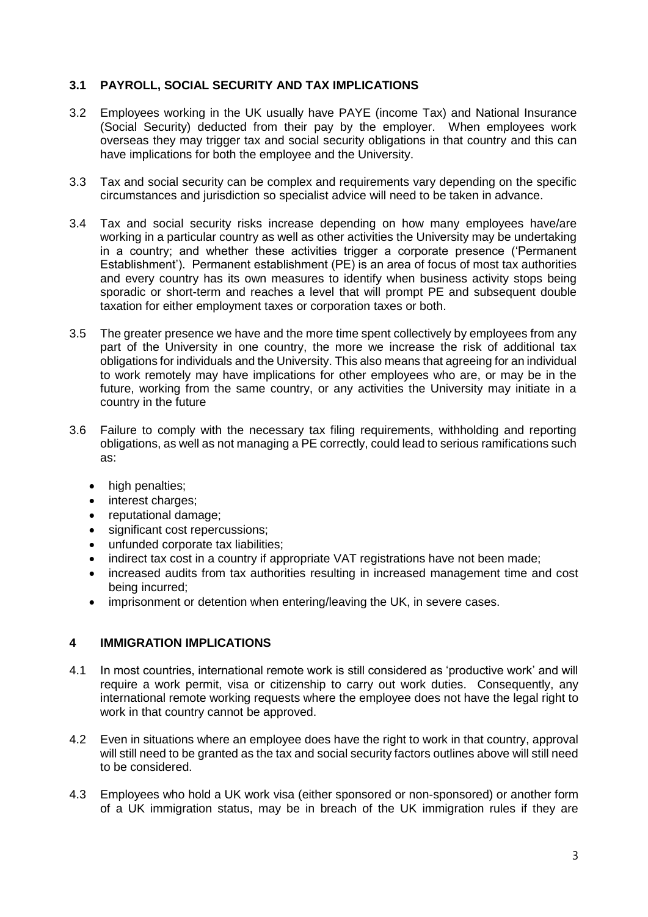### 3.1 PAYROLL, SOCIAL SECURITY AND TAX IMPLICATIONS

3.2 Employees working in the UK usually have PAYE (income Tax) and National Insurance (Social Security) deducted from their pay by the employer. When employees work overseas they may trigger tax and social security obligations in that country and this can have implications for both the employee and the University.

3.3 Tax and social security can be complex and requirements vary depending on the specific circumstances and jurisdiction so specialist advice will need to be taken in advance.

3.4 Tax and social security risks increase depending on how many employees have/are working in a particular country as well as other activities the University may be undertaking in a country; and whether these activities trigger a corporate presence ('Permanent Establishment'). Permanent establishment (PE) is an area of focus of most tax authorities and every country has its own measures to identify when business activity stops being sporadic or short-term and reaches a level that will prompt PE and subsequent double taxation for either employment taxes or corporation taxes or both.

3.5 The greater presence we have and the more time spent collectively by employees from any part of the University in one country, the more we increase the risk of additional tax obligations for individuals and the University. This also means that agreeing for an individual to work remotely may have implications for other employees who are, or may be in the future, working from the same country, or any activities the University may initiate in a country in the future

3.6 Failure to comply with the necessary tax filing requirements, withholding and reporting obligations, as well as not managing a PE correctly, could lead to serious ramifications such as:

- high penalties;
- interest charges;
- reputational damage;
- significant cost repercussions;
- unfunded corporate tax liabilities;
- indirect tax cost in a country if appropriate VAT registrations have not been made;
- increased audits from tax authorities resulting in increased management time and cost being incurred;
- imprisonment or detention when entering/leaving the UK, in severe cases.

## 4 IMMIGRATION IMPLICATIONS

4.1 In most countries, international remote work is still considered as 'productive work' and will require a work permit, visa or citizenship to carry out work duties. Consequently, any international remote working requests where the employee does not have the legal right to work in that country cannot be approved.

4.2 Even in situations where an employee does have the right to work in that country, approval will still need to be granted as the tax and social security factors outlines above will still need to be considered.

4.3 Employees who hold a UK work visa (either sponsored or non-sponsored) or another form of a UK immigration status, may be in breach of the UK immigration rules if they are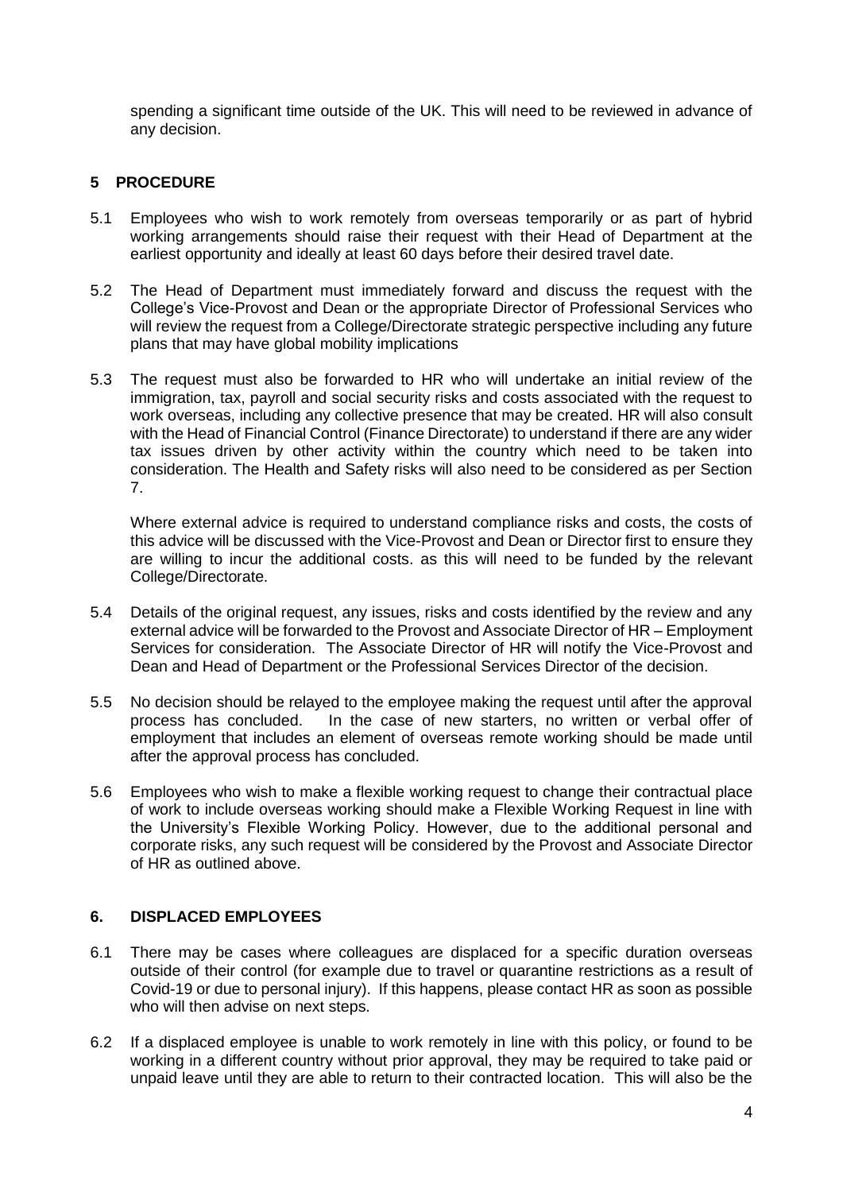spending a significant time outside of the UK. This will need to be reviewed in advance of any decision.

## 5 PROCEDURE

5.1 Employees who wish to work remotely from overseas temporarily or as part of hybrid working arrangements should raise their request with their Head of Department at the earliest opportunity and ideally at least 60 days before their desired travel date.

5.2 The Head of Department must immediately forward and discuss the request with the College's Vice-Provost and Dean or the appropriate Director of Professional Services who will review the request from a College/Directorate strategic perspective including any future plans that may have global mobility implications

5.3 The request must also be forwarded to HR who will undertake an initial review of the immigration, tax, payroll and social security risks and costs associated with the request to work overseas, including any collective presence that may be created. HR will also consult with the Head of Financial Control (Finance Directorate) to understand if there are any wider tax issues driven by other activity within the country which need to be taken into consideration. The Health and Safety risks will also need to be considered as per Section 7.

Where external advice is required to understand compliance risks and costs, the costs of this advice will be discussed with the Vice-Provost and Dean or Director first to ensure they are willing to incur the additional costs. as this will need to be funded by the relevant College/Directorate.

5.4 Details of the original request, any issues, risks and costs identified by the review and any external advice will be forwarded to the Provost and Associate Director of HR – Employment Services for consideration. The Associate Director of HR will notify the Vice-Provost and Dean and Head of Department or the Professional Services Director of the decision.

5.5 No decision should be relayed to the employee making the request until after the approval process has concluded. In the case of new starters, no written or verbal offer of employment that includes an element of overseas remote working should be made until after the approval process has concluded.

5.6 Employees who wish to make a flexible working request to change their contractual place of work to include overseas working should make a Flexible Working Request in line with the University's Flexible Working Policy. However, due to the additional personal and corporate risks, any such request will be considered by the Provost and Associate Director of HR as outlined above.

## 6. DISPLACED EMPLOYEES

6.1 There may be cases where colleagues are displaced for a specific duration overseas outside of their control (for example due to travel or quarantine restrictions as a result of Covid-19 or due to personal injury). If this happens, please contact HR as soon as possible who will then advise on next steps.

6.2 If a displaced employee is unable to work remotely in line with this policy, or found to be working in a different country without prior approval, they may be required to take paid or unpaid leave until they are able to return to their contracted location. This will also be the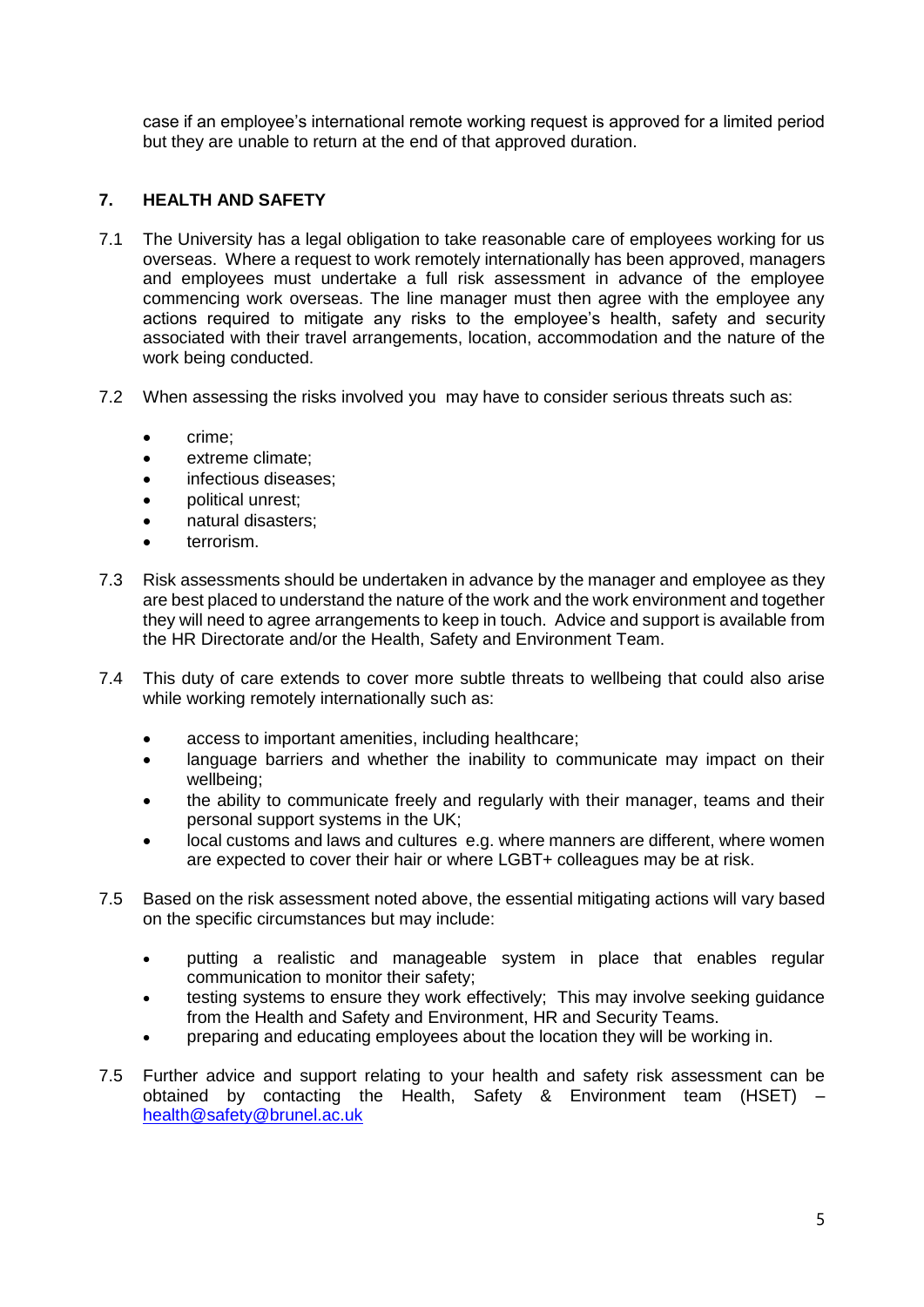case if an employee's international remote working request is approved for a limited period but they are unable to return at the end of that approved duration.

## 7. HEALTH AND SAFETY

7.1 The University has a legal obligation to take reasonable care of employees working for us overseas. Where a request to work remotely internationally has been approved, managers and employees must undertake a full risk assessment in advance of the employee commencing work overseas. The line manager must then agree with the employee any actions required to mitigate any risks to the employee's health, safety and security associated with their travel arrangements, location, accommodation and the nature of the work being conducted.

7.2 When assessing the risks involved you may have to consider serious threats such as:

- crime;
- extreme climate;
- infectious diseases;
- political unrest;
- natural disasters;
- terrorism.

7.3 Risk assessments should be undertaken in advance by the manager and employee as they are best placed to understand the nature of the work and the work environment and together they will need to agree arrangements to keep in touch. Advice and support is available from the HR Directorate and/or the Health, Safety and Environment Team.

7.4 This duty of care extends to cover more subtle threats to wellbeing that could also arise while working remotely internationally such as:

- access to important amenities, including healthcare;
- language barriers and whether the inability to communicate may impact on their wellbeing;
- the ability to communicate freely and regularly with their manager, teams and their personal support systems in the UK;
- local customs and laws and cultures e.g. where manners are different, where women are expected to cover their hair or where LGBT+ colleagues may be at risk.

7.5 Based on the risk assessment noted above, the essential mitigating actions will vary based on the specific circumstances but may include:

- putting a realistic and manageable system in place that enables regular communication to monitor their safety;
- testing systems to ensure they work effectively; This may involve seeking guidance from the Health and Safety and Environment, HR and Security Teams.
- preparing and educating employees about the location they will be working in.

7.5 Further advice and support relating to your health and safety risk assessment can be obtained by contacting the Health, Safety & Environment team (HSET) – health@safety@brunel.ac.uk